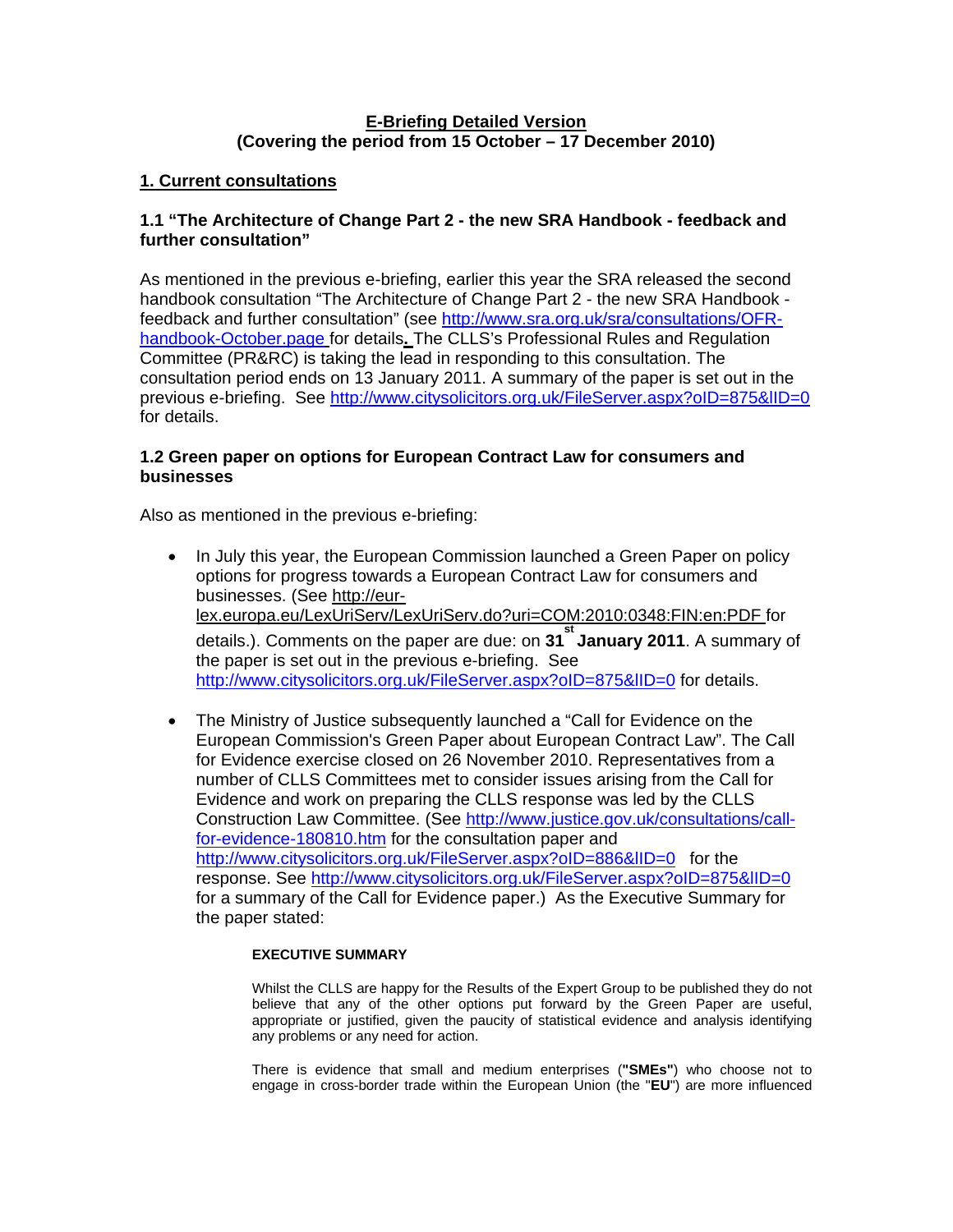**E-Briefing Detailed Version**
**(Covering the period from 15 October – 17 December 2010)**

## 1. Current consultations

### 1.1 "The Architecture of Change Part 2 - the new SRA Handbook - feedback and further consultation"

As mentioned in the previous e-briefing, earlier this year the SRA released the second handbook consultation "The Architecture of Change Part 2 - the new SRA Handbook - feedback and further consultation" (see http://www.sra.org.uk/sra/consultations/OFR-handbook-October.page for details. The CLLS's Professional Rules and Regulation Committee (PR&RC) is taking the lead in responding to this consultation. The consultation period ends on 13 January 2011. A summary of the paper is set out in the previous e-briefing. See http://www.citysolicitors.org.uk/FileServer.aspx?oID=875&lID=0 for details.

### 1.2 Green paper on options for European Contract Law for consumers and businesses

Also as mentioned in the previous e-briefing:

- In July this year, the European Commission launched a Green Paper on policy options for progress towards a European Contract Law for consumers and businesses. (See http://eur-lex.europa.eu/LexUriServ/LexUriServ.do?uri=COM:2010:0348:FIN:en:PDF for details.). Comments on the paper are due: on **31st January 2011**. A summary of the paper is set out in the previous e-briefing. See http://www.citysolicitors.org.uk/FileServer.aspx?oID=875&lID=0 for details.

- The Ministry of Justice subsequently launched a "Call for Evidence on the European Commission's Green Paper about European Contract Law". The Call for Evidence exercise closed on 26 November 2010. Representatives from a number of CLLS Committees met to consider issues arising from the Call for Evidence and work on preparing the CLLS response was led by the CLLS Construction Law Committee. (See http://www.justice.gov.uk/consultations/call-for-evidence-180810.htm for the consultation paper and http://www.citysolicitors.org.uk/FileServer.aspx?oID=886&lID=0 for the response. See http://www.citysolicitors.org.uk/FileServer.aspx?oID=875&lID=0 for a summary of the Call for Evidence paper.) As the Executive Summary for the paper stated:

  **EXECUTIVE SUMMARY**

  Whilst the CLLS are happy for the Results of the Expert Group to be published they do not believe that any of the other options put forward by the Green Paper are useful, appropriate or justified, given the paucity of statistical evidence and analysis identifying any problems or any need for action.

  There is evidence that small and medium enterprises (**"SMEs"**) who choose not to engage in cross-border trade within the European Union (the "**EU**") are more influenced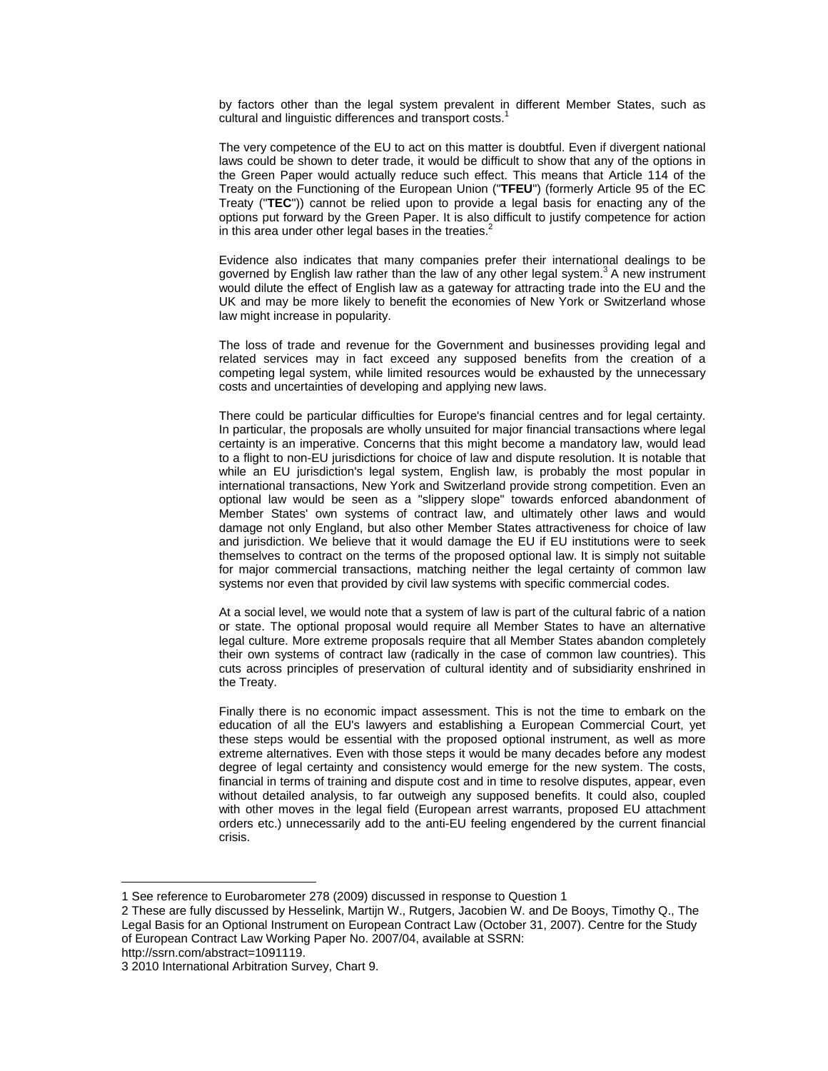by factors other than the legal system prevalent in different Member States, such as cultural and linguistic differences and transport costs.[1]

The very competence of the EU to act on this matter is doubtful. Even if divergent national laws could be shown to deter trade, it would be difficult to show that any of the options in the Green Paper would actually reduce such effect. This means that Article 114 of the Treaty on the Functioning of the European Union ("**TFEU**") (formerly Article 95 of the EC Treaty ("**TEC**")) cannot be relied upon to provide a legal basis for enacting any of the options put forward by the Green Paper. It is also difficult to justify competence for action in this area under other legal bases in the treaties.[2]

Evidence also indicates that many companies prefer their international dealings to be governed by English law rather than the law of any other legal system.[3] A new instrument would dilute the effect of English law as a gateway for attracting trade into the EU and the UK and may be more likely to benefit the economies of New York or Switzerland whose law might increase in popularity.

The loss of trade and revenue for the Government and businesses providing legal and related services may in fact exceed any supposed benefits from the creation of a competing legal system, while limited resources would be exhausted by the unnecessary costs and uncertainties of developing and applying new laws.

There could be particular difficulties for Europe's financial centres and for legal certainty. In particular, the proposals are wholly unsuited for major financial transactions where legal certainty is an imperative. Concerns that this might become a mandatory law, would lead to a flight to non-EU jurisdictions for choice of law and dispute resolution. It is notable that while an EU jurisdiction's legal system, English law, is probably the most popular in international transactions, New York and Switzerland provide strong competition. Even an optional law would be seen as a "slippery slope" towards enforced abandonment of Member States' own systems of contract law, and ultimately other laws and would damage not only England, but also other Member States attractiveness for choice of law and jurisdiction. We believe that it would damage the EU if EU institutions were to seek themselves to contract on the terms of the proposed optional law. It is simply not suitable for major commercial transactions, matching neither the legal certainty of common law systems nor even that provided by civil law systems with specific commercial codes.

At a social level, we would note that a system of law is part of the cultural fabric of a nation or state. The optional proposal would require all Member States to have an alternative legal culture. More extreme proposals require that all Member States abandon completely their own systems of contract law (radically in the case of common law countries). This cuts across principles of preservation of cultural identity and of subsidiarity enshrined in the Treaty.

Finally there is no economic impact assessment. This is not the time to embark on the education of all the EU's lawyers and establishing a European Commercial Court, yet these steps would be essential with the proposed optional instrument, as well as more extreme alternatives. Even with those steps it would be many decades before any modest degree of legal certainty and consistency would emerge for the new system. The costs, financial in terms of training and dispute cost and in time to resolve disputes, appear, even without detailed analysis, to far outweigh any supposed benefits. It could also, coupled with other moves in the legal field (European arrest warrants, proposed EU attachment orders etc.) unnecessarily add to the anti-EU feeling engendered by the current financial crisis.

---

1 See reference to Eurobarometer 278 (2009) discussed in response to Question 1

2 These are fully discussed by Hesselink, Martijn W., Rutgers, Jacobien W. and De Booys, Timothy Q., The Legal Basis for an Optional Instrument on European Contract Law (October 31, 2007). Centre for the Study of European Contract Law Working Paper No. 2007/04, available at SSRN: http://ssrn.com/abstract=1091119.

3 2010 International Arbitration Survey, Chart 9.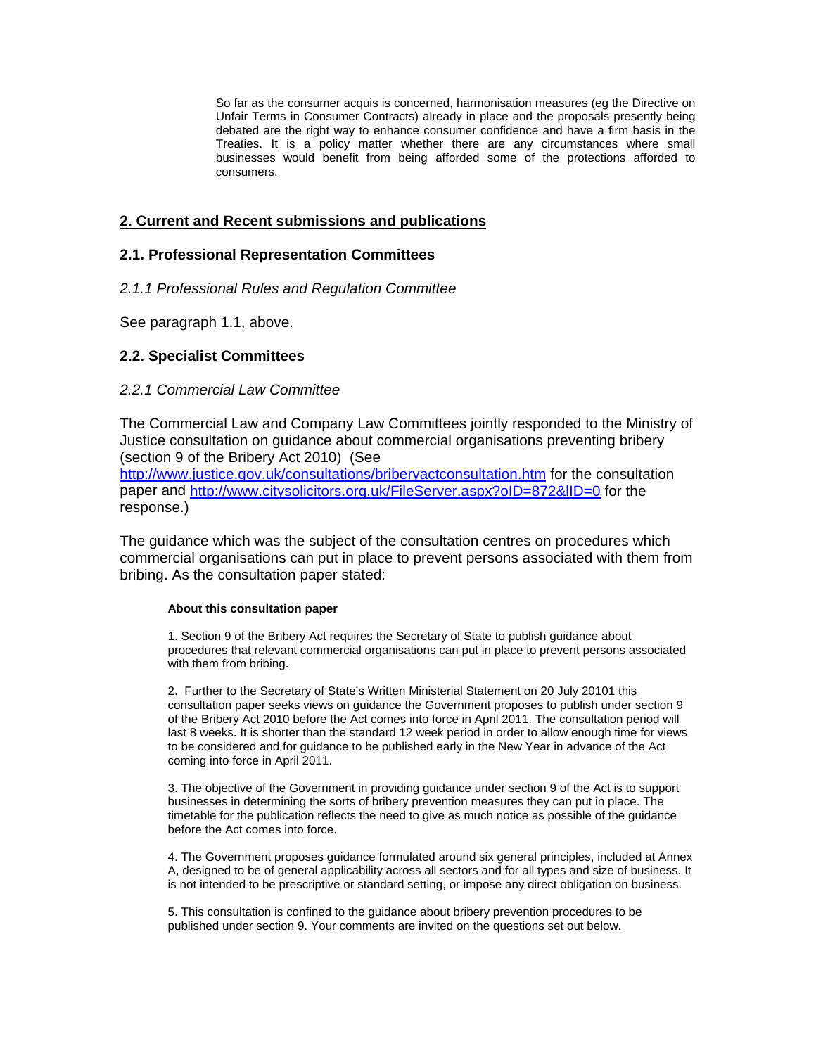So far as the consumer acquis is concerned, harmonisation measures (eg the Directive on Unfair Terms in Consumer Contracts) already in place and the proposals presently being debated are the right way to enhance consumer confidence and have a firm basis in the Treaties. It is a policy matter whether there are any circumstances where small businesses would benefit from being afforded some of the protections afforded to consumers.

## 2. Current and Recent submissions and publications

### 2.1. Professional Representation Committees

*2.1.1 Professional Rules and Regulation Committee*

See paragraph 1.1, above.

### 2.2. Specialist Committees

*2.2.1 Commercial Law Committee*

The Commercial Law and Company Law Committees jointly responded to the Ministry of Justice consultation on guidance about commercial organisations preventing bribery (section 9 of the Bribery Act 2010) (See http://www.justice.gov.uk/consultations/briberyactconsultation.htm for the consultation paper and http://www.citysolicitors.org.uk/FileServer.aspx?oID=872&lID=0 for the response.)

The guidance which was the subject of the consultation centres on procedures which commercial organisations can put in place to prevent persons associated with them from bribing. As the consultation paper stated:

> **About this consultation paper**
>
> 1. Section 9 of the Bribery Act requires the Secretary of State to publish guidance about procedures that relevant commercial organisations can put in place to prevent persons associated with them from bribing.
>
> 2. Further to the Secretary of State's Written Ministerial Statement on 20 July 20101 this consultation paper seeks views on guidance the Government proposes to publish under section 9 of the Bribery Act 2010 before the Act comes into force in April 2011. The consultation period will last 8 weeks. It is shorter than the standard 12 week period in order to allow enough time for views to be considered and for guidance to be published early in the New Year in advance of the Act coming into force in April 2011.
>
> 3. The objective of the Government in providing guidance under section 9 of the Act is to support businesses in determining the sorts of bribery prevention measures they can put in place. The timetable for the publication reflects the need to give as much notice as possible of the guidance before the Act comes into force.
>
> 4. The Government proposes guidance formulated around six general principles, included at Annex A, designed to be of general applicability across all sectors and for all types and size of business. It is not intended to be prescriptive or standard setting, or impose any direct obligation on business.
>
> 5. This consultation is confined to the guidance about bribery prevention procedures to be published under section 9. Your comments are invited on the questions set out below.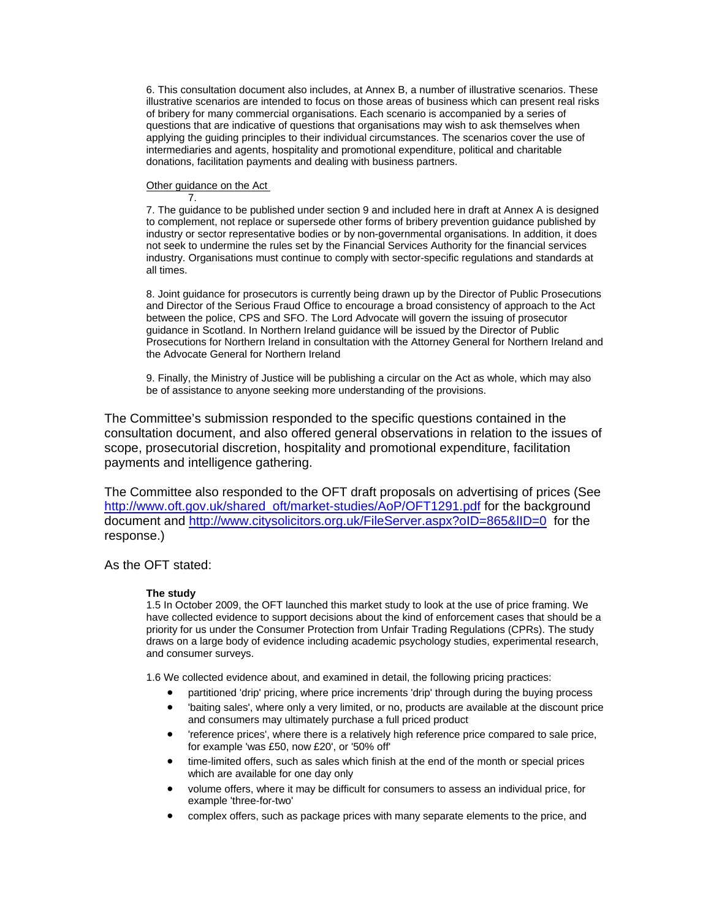6. This consultation document also includes, at Annex B, a number of illustrative scenarios. These illustrative scenarios are intended to focus on those areas of business which can present real risks of bribery for many commercial organisations. Each scenario is accompanied by a series of questions that are indicative of questions that organisations may wish to ask themselves when applying the guiding principles to their individual circumstances. The scenarios cover the use of intermediaries and agents, hospitality and promotional expenditure, political and charitable donations, facilitation payments and dealing with business partners.

Other guidance on the Act

7.

7. The guidance to be published under section 9 and included here in draft at Annex A is designed to complement, not replace or supersede other forms of bribery prevention guidance published by industry or sector representative bodies or by non-governmental organisations. In addition, it does not seek to undermine the rules set by the Financial Services Authority for the financial services industry. Organisations must continue to comply with sector-specific regulations and standards at all times.

8. Joint guidance for prosecutors is currently being drawn up by the Director of Public Prosecutions and Director of the Serious Fraud Office to encourage a broad consistency of approach to the Act between the police, CPS and SFO. The Lord Advocate will govern the issuing of prosecutor guidance in Scotland. In Northern Ireland guidance will be issued by the Director of Public Prosecutions for Northern Ireland in consultation with the Attorney General for Northern Ireland and the Advocate General for Northern Ireland

9. Finally, the Ministry of Justice will be publishing a circular on the Act as whole, which may also be of assistance to anyone seeking more understanding of the provisions.

The Committee's submission responded to the specific questions contained in the consultation document, and also offered general observations in relation to the issues of scope, prosecutorial discretion, hospitality and promotional expenditure, facilitation payments and intelligence gathering.

The Committee also responded to the OFT draft proposals on advertising of prices (See http://www.oft.gov.uk/shared_oft/market-studies/AoP/OFT1291.pdf for the background document and http://www.citysolicitors.org.uk/FileServer.aspx?oID=865&lID=0 for the response.)

As the OFT stated:

**The study**

1.5 In October 2009, the OFT launched this market study to look at the use of price framing. We have collected evidence to support decisions about the kind of enforcement cases that should be a priority for us under the Consumer Protection from Unfair Trading Regulations (CPRs). The study draws on a large body of evidence including academic psychology studies, experimental research, and consumer surveys.

1.6 We collected evidence about, and examined in detail, the following pricing practices:

- partitioned 'drip' pricing, where price increments 'drip' through during the buying process
- 'baiting sales', where only a very limited, or no, products are available at the discount price and consumers may ultimately purchase a full priced product
- 'reference prices', where there is a relatively high reference price compared to sale price, for example 'was £50, now £20', or '50% off'
- time-limited offers, such as sales which finish at the end of the month or special prices which are available for one day only
- volume offers, where it may be difficult for consumers to assess an individual price, for example 'three-for-two'
- complex offers, such as package prices with many separate elements to the price, and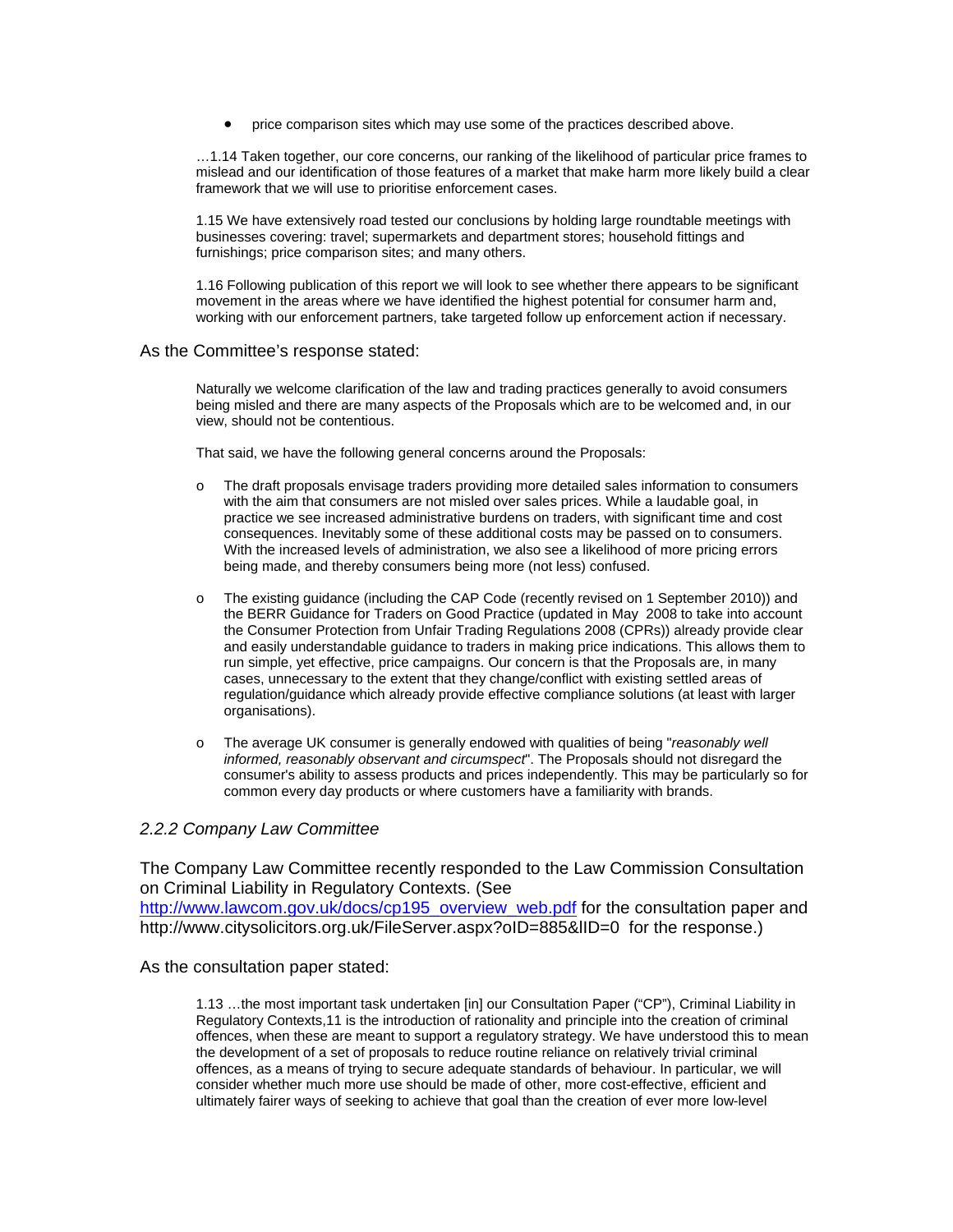- price comparison sites which may use some of the practices described above.

> …1.14 Taken together, our core concerns, our ranking of the likelihood of particular price frames to mislead and our identification of those features of a market that make harm more likely build a clear framework that we will use to prioritise enforcement cases.
>
> 1.15 We have extensively road tested our conclusions by holding large roundtable meetings with businesses covering: travel; supermarkets and department stores; household fittings and furnishings; price comparison sites; and many others.
>
> 1.16 Following publication of this report we will look to see whether there appears to be significant movement in the areas where we have identified the highest potential for consumer harm and, working with our enforcement partners, take targeted follow up enforcement action if necessary.

As the Committee's response stated:

> Naturally we welcome clarification of the law and trading practices generally to avoid consumers being misled and there are many aspects of the Proposals which are to be welcomed and, in our view, should not be contentious.
>
> That said, we have the following general concerns around the Proposals:
>
> - The draft proposals envisage traders providing more detailed sales information to consumers with the aim that consumers are not misled over sales prices. While a laudable goal, in practice we see increased administrative burdens on traders, with significant time and cost consequences. Inevitably some of these additional costs may be passed on to consumers. With the increased levels of administration, we also see a likelihood of more pricing errors being made, and thereby consumers being more (not less) confused.
>
> - The existing guidance (including the CAP Code (recently revised on 1 September 2010)) and the BERR Guidance for Traders on Good Practice (updated in May 2008 to take into account the Consumer Protection from Unfair Trading Regulations 2008 (CPRs)) already provide clear and easily understandable guidance to traders in making price indications. This allows them to run simple, yet effective, price campaigns. Our concern is that the Proposals are, in many cases, unnecessary to the extent that they change/conflict with existing settled areas of regulation/guidance which already provide effective compliance solutions (at least with larger organisations).
>
> - The average UK consumer is generally endowed with qualities of being "*reasonably well informed, reasonably observant and circumspect*". The Proposals should not disregard the consumer's ability to assess products and prices independently. This may be particularly so for common every day products or where customers have a familiarity with brands.

### *2.2.2 Company Law Committee*

The Company Law Committee recently responded to the Law Commission Consultation on Criminal Liability in Regulatory Contexts. (See [http://www.lawcom.gov.uk/docs/cp195_overview_web.pdf](http://www.lawcom.gov.uk/docs/cp195_overview_web.pdf) for the consultation paper and http://www.citysolicitors.org.uk/FileServer.aspx?oID=885&lID=0 for the response.)

As the consultation paper stated:

> 1.13 …the most important task undertaken [in] our Consultation Paper ("CP"), Criminal Liability in Regulatory Contexts,11 is the introduction of rationality and principle into the creation of criminal offences, when these are meant to support a regulatory strategy. We have understood this to mean the development of a set of proposals to reduce routine reliance on relatively trivial criminal offences, as a means of trying to secure adequate standards of behaviour. In particular, we will consider whether much more use should be made of other, more cost-effective, efficient and ultimately fairer ways of seeking to achieve that goal than the creation of ever more low-level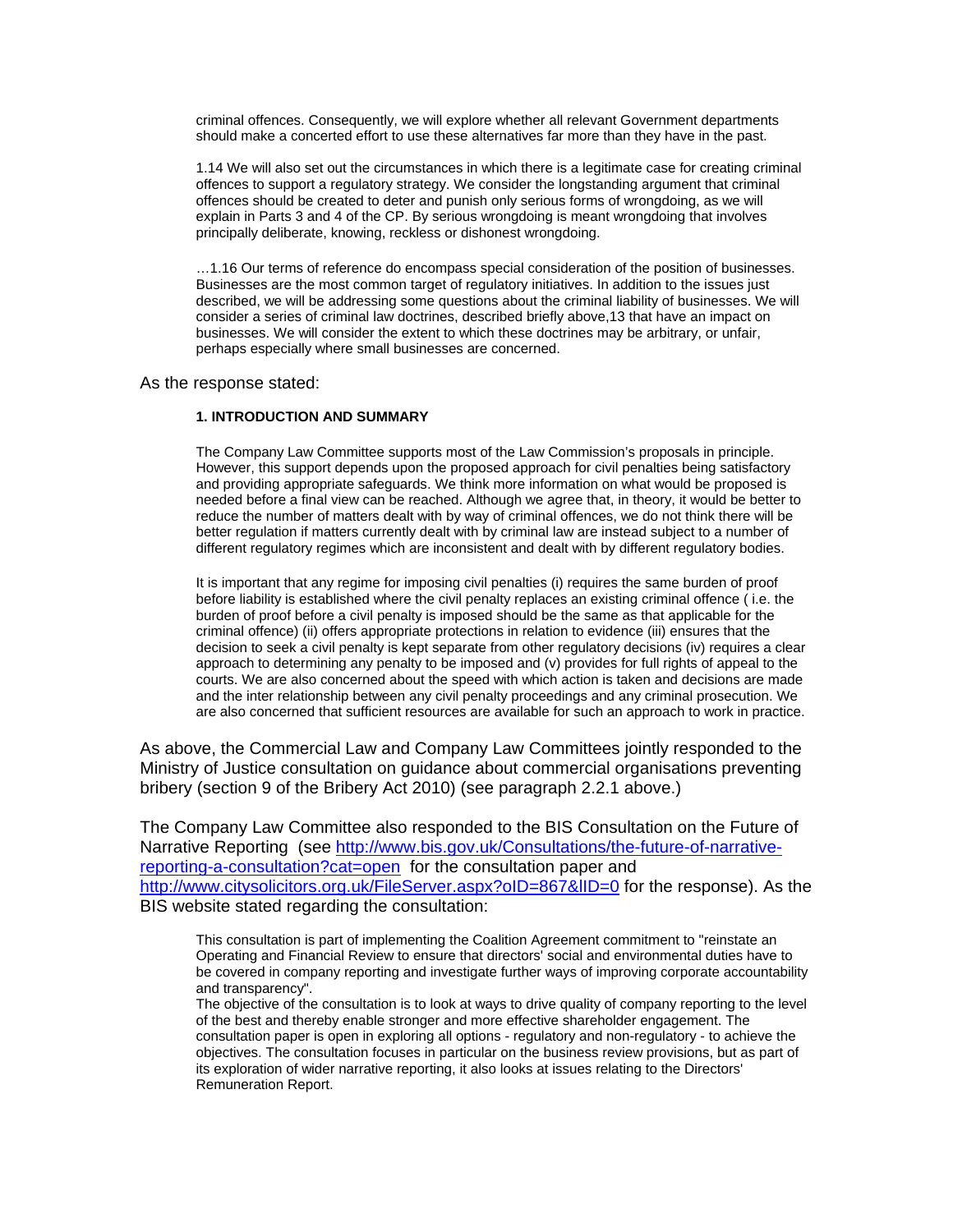> criminal offences. Consequently, we will explore whether all relevant Government departments should make a concerted effort to use these alternatives far more than they have in the past.
>
> 1.14 We will also set out the circumstances in which there is a legitimate case for creating criminal offences to support a regulatory strategy. We consider the longstanding argument that criminal offences should be created to deter and punish only serious forms of wrongdoing, as we will explain in Parts 3 and 4 of the CP. By serious wrongdoing is meant wrongdoing that involves principally deliberate, knowing, reckless or dishonest wrongdoing.
>
> …1.16 Our terms of reference do encompass special consideration of the position of businesses. Businesses are the most common target of regulatory initiatives. In addition to the issues just described, we will be addressing some questions about the criminal liability of businesses. We will consider a series of criminal law doctrines, described briefly above,13 that have an impact on businesses. We will consider the extent to which these doctrines may be arbitrary, or unfair, perhaps especially where small businesses are concerned.

As the response stated:

> **1. INTRODUCTION AND SUMMARY**
>
> The Company Law Committee supports most of the Law Commission's proposals in principle. However, this support depends upon the proposed approach for civil penalties being satisfactory and providing appropriate safeguards. We think more information on what would be proposed is needed before a final view can be reached. Although we agree that, in theory, it would be better to reduce the number of matters dealt with by way of criminal offences, we do not think there will be better regulation if matters currently dealt with by criminal law are instead subject to a number of different regulatory regimes which are inconsistent and dealt with by different regulatory bodies.
>
> It is important that any regime for imposing civil penalties (i) requires the same burden of proof before liability is established where the civil penalty replaces an existing criminal offence ( i.e. the burden of proof before a civil penalty is imposed should be the same as that applicable for the criminal offence) (ii) offers appropriate protections in relation to evidence (iii) ensures that the decision to seek a civil penalty is kept separate from other regulatory decisions (iv) requires a clear approach to determining any penalty to be imposed and (v) provides for full rights of appeal to the courts. We are also concerned about the speed with which action is taken and decisions are made and the inter relationship between any civil penalty proceedings and any criminal prosecution. We are also concerned that sufficient resources are available for such an approach to work in practice.

As above, the Commercial Law and Company Law Committees jointly responded to the Ministry of Justice consultation on guidance about commercial organisations preventing bribery (section 9 of the Bribery Act 2010) (see paragraph 2.2.1 above.)

The Company Law Committee also responded to the BIS Consultation on the Future of Narrative Reporting (see http://www.bis.gov.uk/Consultations/the-future-of-narrative-reporting-a-consultation?cat=open for the consultation paper and http://www.citysolicitors.org.uk/FileServer.aspx?oID=867&lID=0 for the response). As the BIS website stated regarding the consultation:

> This consultation is part of implementing the Coalition Agreement commitment to "reinstate an Operating and Financial Review to ensure that directors' social and environmental duties have to be covered in company reporting and investigate further ways of improving corporate accountability and transparency".
>
> The objective of the consultation is to look at ways to drive quality of company reporting to the level of the best and thereby enable stronger and more effective shareholder engagement. The consultation paper is open in exploring all options - regulatory and non-regulatory - to achieve the objectives. The consultation focuses in particular on the business review provisions, but as part of its exploration of wider narrative reporting, it also looks at issues relating to the Directors' Remuneration Report.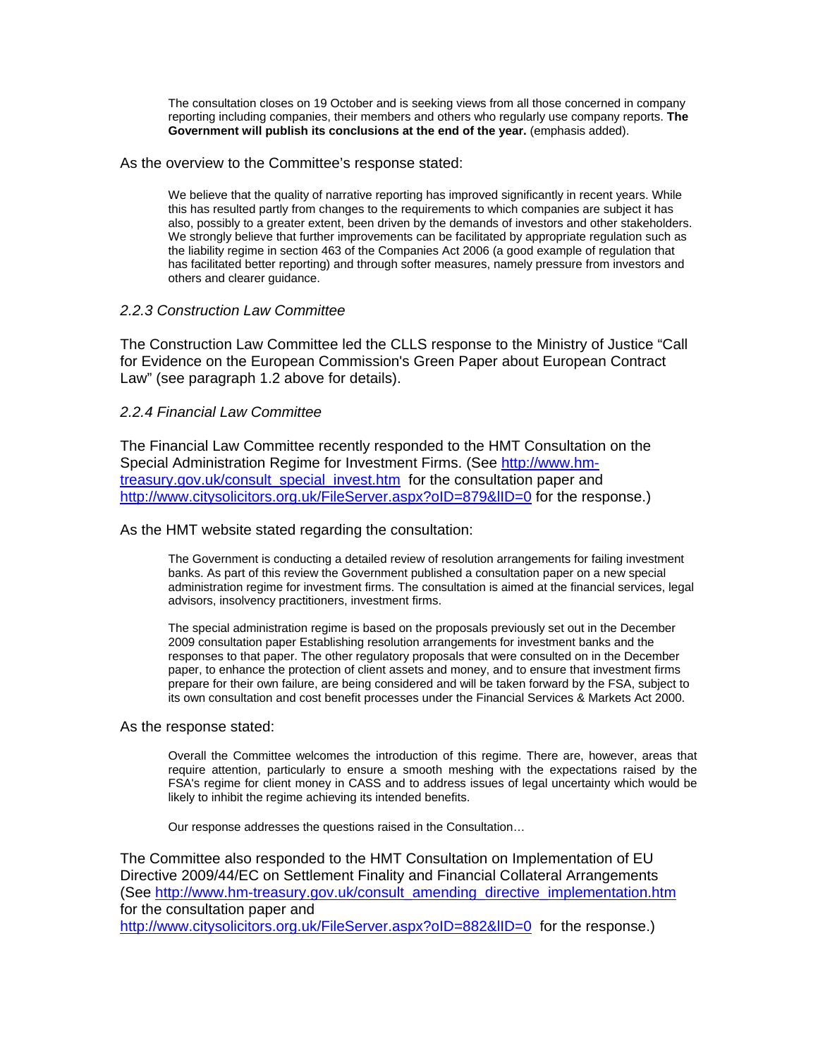> The consultation closes on 19 October and is seeking views from all those concerned in company reporting including companies, their members and others who regularly use company reports. **The Government will publish its conclusions at the end of the year.** (emphasis added).

As the overview to the Committee's response stated:

> We believe that the quality of narrative reporting has improved significantly in recent years. While this has resulted partly from changes to the requirements to which companies are subject it has also, possibly to a greater extent, been driven by the demands of investors and other stakeholders. We strongly believe that further improvements can be facilitated by appropriate regulation such as the liability regime in section 463 of the Companies Act 2006 (a good example of regulation that has facilitated better reporting) and through softer measures, namely pressure from investors and others and clearer guidance.

*2.2.3 Construction Law Committee*

The Construction Law Committee led the CLLS response to the Ministry of Justice "Call for Evidence on the European Commission's Green Paper about European Contract Law" (see paragraph 1.2 above for details).

*2.2.4 Financial Law Committee*

The Financial Law Committee recently responded to the HMT Consultation on the Special Administration Regime for Investment Firms. (See http://www.hm-treasury.gov.uk/consult_special_invest.htm for the consultation paper and http://www.citysolicitors.org.uk/FileServer.aspx?oID=879&lID=0 for the response.)

As the HMT website stated regarding the consultation:

> The Government is conducting a detailed review of resolution arrangements for failing investment banks. As part of this review the Government published a consultation paper on a new special administration regime for investment firms. The consultation is aimed at the financial services, legal advisors, insolvency practitioners, investment firms.
>
> The special administration regime is based on the proposals previously set out in the December 2009 consultation paper Establishing resolution arrangements for investment banks and the responses to that paper. The other regulatory proposals that were consulted on in the December paper, to enhance the protection of client assets and money, and to ensure that investment firms prepare for their own failure, are being considered and will be taken forward by the FSA, subject to its own consultation and cost benefit processes under the Financial Services & Markets Act 2000.

As the response stated:

> Overall the Committee welcomes the introduction of this regime. There are, however, areas that require attention, particularly to ensure a smooth meshing with the expectations raised by the FSA's regime for client money in CASS and to address issues of legal uncertainty which would be likely to inhibit the regime achieving its intended benefits.
>
> Our response addresses the questions raised in the Consultation…

The Committee also responded to the HMT Consultation on Implementation of EU Directive 2009/44/EC on Settlement Finality and Financial Collateral Arrangements (See http://www.hm-treasury.gov.uk/consult_amending_directive_implementation.htm for the consultation paper and http://www.citysolicitors.org.uk/FileServer.aspx?oID=882&lID=0 for the response.)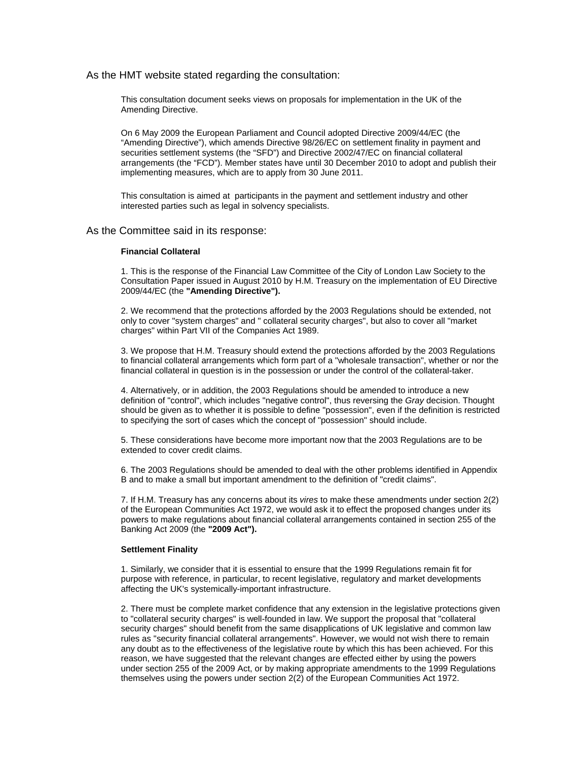As the HMT website stated regarding the consultation:

> This consultation document seeks views on proposals for implementation in the UK of the Amending Directive.
>
> On 6 May 2009 the European Parliament and Council adopted Directive 2009/44/EC (the "Amending Directive"), which amends Directive 98/26/EC on settlement finality in payment and securities settlement systems (the "SFD") and Directive 2002/47/EC on financial collateral arrangements (the "FCD"). Member states have until 30 December 2010 to adopt and publish their implementing measures, which are to apply from 30 June 2011.
>
> This consultation is aimed at participants in the payment and settlement industry and other interested parties such as legal in solvency specialists.

As the Committee said in its response:

> **Financial Collateral**
>
> 1. This is the response of the Financial Law Committee of the City of London Law Society to the Consultation Paper issued in August 2010 by H.M. Treasury on the implementation of EU Directive 2009/44/EC (the **"Amending Directive").**
>
> 2. We recommend that the protections afforded by the 2003 Regulations should be extended, not only to cover "system charges" and " collateral security charges", but also to cover all "market charges" within Part VII of the Companies Act 1989.
>
> 3. We propose that H.M. Treasury should extend the protections afforded by the 2003 Regulations to financial collateral arrangements which form part of a "wholesale transaction", whether or nor the financial collateral in question is in the possession or under the control of the collateral-taker.
>
> 4. Alternatively, or in addition, the 2003 Regulations should be amended to introduce a new definition of "control", which includes "negative control", thus reversing the *Gray* decision. Thought should be given as to whether it is possible to define "possession", even if the definition is restricted to specifying the sort of cases which the concept of "possession" should include.
>
> 5. These considerations have become more important now that the 2003 Regulations are to be extended to cover credit claims.
>
> 6. The 2003 Regulations should be amended to deal with the other problems identified in Appendix B and to make a small but important amendment to the definition of "credit claims".
>
> 7. If H.M. Treasury has any concerns about its *vires* to make these amendments under section 2(2) of the European Communities Act 1972, we would ask it to effect the proposed changes under its powers to make regulations about financial collateral arrangements contained in section 255 of the Banking Act 2009 (the **"2009 Act").**
>
> **Settlement Finality**
>
> 1. Similarly, we consider that it is essential to ensure that the 1999 Regulations remain fit for purpose with reference, in particular, to recent legislative, regulatory and market developments affecting the UK's systemically-important infrastructure.
>
> 2. There must be complete market confidence that any extension in the legislative protections given to "collateral security charges" is well-founded in law. We support the proposal that "collateral security charges" should benefit from the same disapplications of UK legislative and common law rules as "security financial collateral arrangements". However, we would not wish there to remain any doubt as to the effectiveness of the legislative route by which this has been achieved. For this reason, we have suggested that the relevant changes are effected either by using the powers under section 255 of the 2009 Act, or by making appropriate amendments to the 1999 Regulations themselves using the powers under section 2(2) of the European Communities Act 1972.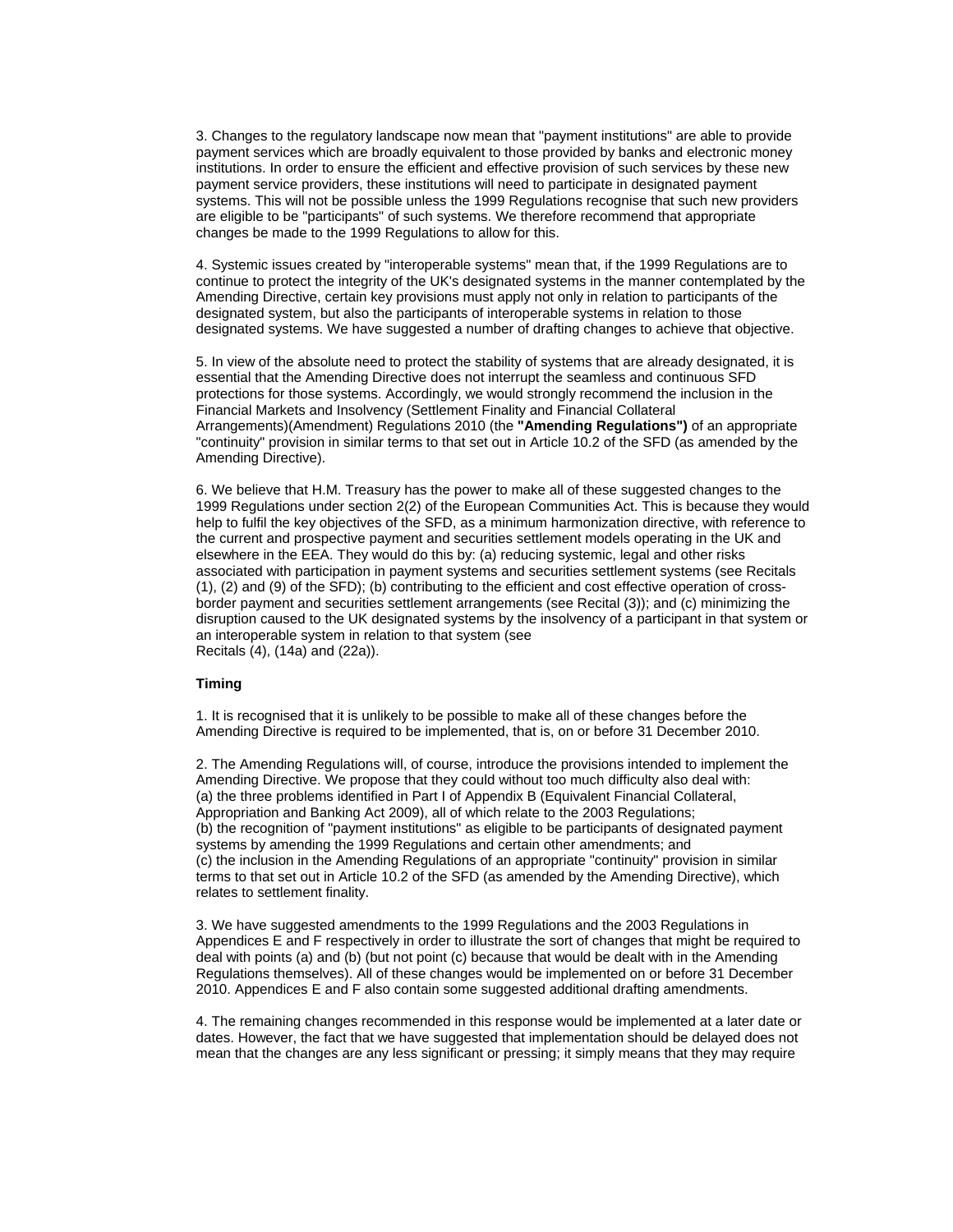3. Changes to the regulatory landscape now mean that "payment institutions" are able to provide payment services which are broadly equivalent to those provided by banks and electronic money institutions. In order to ensure the efficient and effective provision of such services by these new payment service providers, these institutions will need to participate in designated payment systems. This will not be possible unless the 1999 Regulations recognise that such new providers are eligible to be "participants" of such systems. We therefore recommend that appropriate changes be made to the 1999 Regulations to allow for this.

4. Systemic issues created by "interoperable systems" mean that, if the 1999 Regulations are to continue to protect the integrity of the UK's designated systems in the manner contemplated by the Amending Directive, certain key provisions must apply not only in relation to participants of the designated system, but also the participants of interoperable systems in relation to those designated systems. We have suggested a number of drafting changes to achieve that objective.

5. In view of the absolute need to protect the stability of systems that are already designated, it is essential that the Amending Directive does not interrupt the seamless and continuous SFD protections for those systems. Accordingly, we would strongly recommend the inclusion in the Financial Markets and Insolvency (Settlement Finality and Financial Collateral Arrangements)(Amendment) Regulations 2010 (the **"Amending Regulations")** of an appropriate "continuity" provision in similar terms to that set out in Article 10.2 of the SFD (as amended by the Amending Directive).

6. We believe that H.M. Treasury has the power to make all of these suggested changes to the 1999 Regulations under section 2(2) of the European Communities Act. This is because they would help to fulfil the key objectives of the SFD, as a minimum harmonization directive, with reference to the current and prospective payment and securities settlement models operating in the UK and elsewhere in the EEA. They would do this by: (a) reducing systemic, legal and other risks associated with participation in payment systems and securities settlement systems (see Recitals (1), (2) and (9) of the SFD); (b) contributing to the efficient and cost effective operation of cross-border payment and securities settlement arrangements (see Recital (3)); and (c) minimizing the disruption caused to the UK designated systems by the insolvency of a participant in that system or an interoperable system in relation to that system (see Recitals (4), (14a) and (22a)).

**Timing**

1. It is recognised that it is unlikely to be possible to make all of these changes before the Amending Directive is required to be implemented, that is, on or before 31 December 2010.

2. The Amending Regulations will, of course, introduce the provisions intended to implement the Amending Directive. We propose that they could without too much difficulty also deal with:
(a) the three problems identified in Part I of Appendix B (Equivalent Financial Collateral, Appropriation and Banking Act 2009), all of which relate to the 2003 Regulations;
(b) the recognition of "payment institutions" as eligible to be participants of designated payment systems by amending the 1999 Regulations and certain other amendments; and
(c) the inclusion in the Amending Regulations of an appropriate "continuity" provision in similar terms to that set out in Article 10.2 of the SFD (as amended by the Amending Directive), which relates to settlement finality.

3. We have suggested amendments to the 1999 Regulations and the 2003 Regulations in Appendices E and F respectively in order to illustrate the sort of changes that might be required to deal with points (a) and (b) (but not point (c) because that would be dealt with in the Amending Regulations themselves). All of these changes would be implemented on or before 31 December 2010. Appendices E and F also contain some suggested additional drafting amendments.

4. The remaining changes recommended in this response would be implemented at a later date or dates. However, the fact that we have suggested that implementation should be delayed does not mean that the changes are any less significant or pressing; it simply means that they may require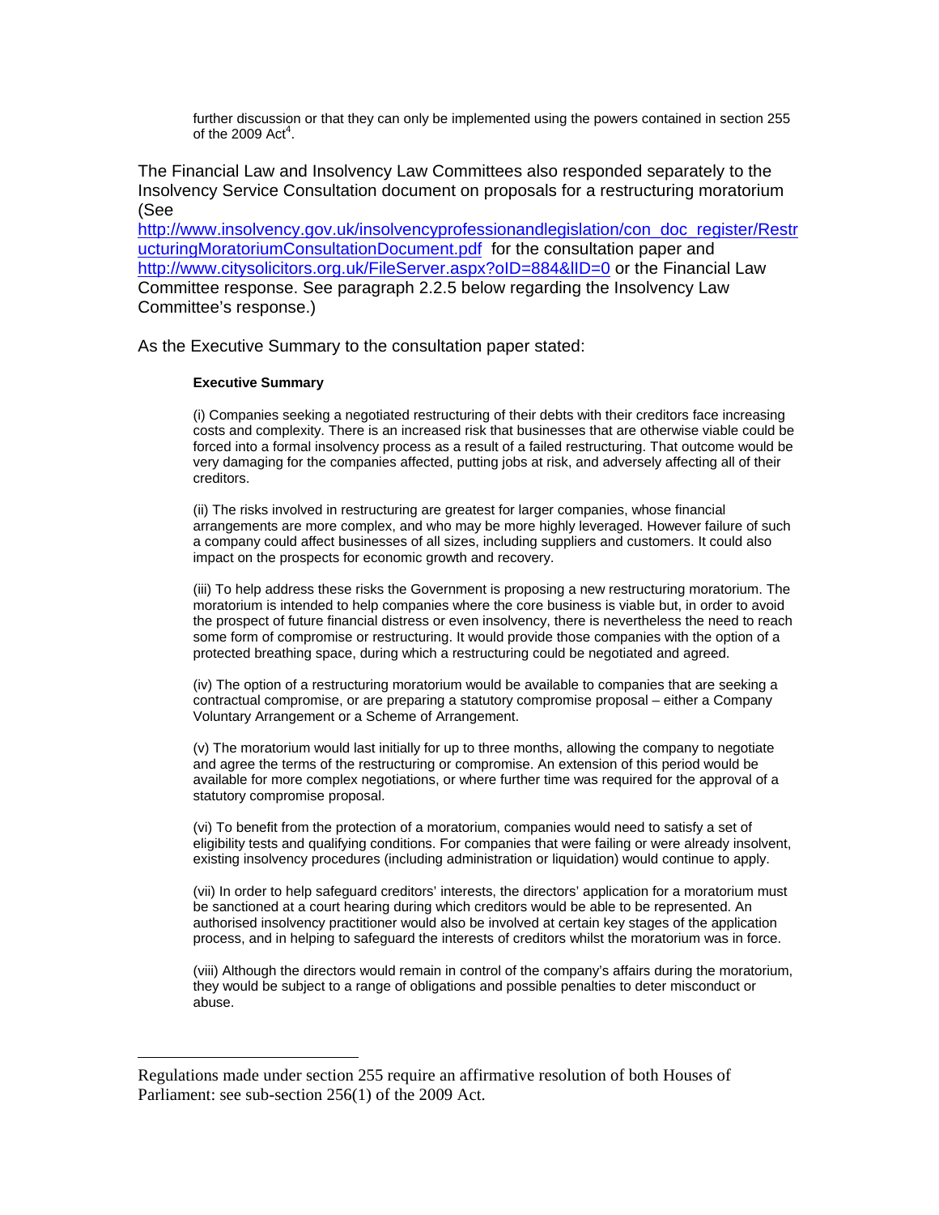further discussion or that they can only be implemented using the powers contained in section 255 of the 2009 Act[4].

The Financial Law and Insolvency Law Committees also responded separately to the Insolvency Service Consultation document on proposals for a restructuring moratorium (See http://www.insolvency.gov.uk/insolvencyprofessionandlegislation/con_doc_register/RestructuringMoratoriumConsultationDocument.pdf for the consultation paper and http://www.citysolicitors.org.uk/FileServer.aspx?oID=884&lID=0 or the Financial Law Committee response. See paragraph 2.2.5 below regarding the Insolvency Law Committee's response.)

As the Executive Summary to the consultation paper stated:

> **Executive Summary**
>
> (i) Companies seeking a negotiated restructuring of their debts with their creditors face increasing costs and complexity. There is an increased risk that businesses that are otherwise viable could be forced into a formal insolvency process as a result of a failed restructuring. That outcome would be very damaging for the companies affected, putting jobs at risk, and adversely affecting all of their creditors.
>
> (ii) The risks involved in restructuring are greatest for larger companies, whose financial arrangements are more complex, and who may be more highly leveraged. However failure of such a company could affect businesses of all sizes, including suppliers and customers. It could also impact on the prospects for economic growth and recovery.
>
> (iii) To help address these risks the Government is proposing a new restructuring moratorium. The moratorium is intended to help companies where the core business is viable but, in order to avoid the prospect of future financial distress or even insolvency, there is nevertheless the need to reach some form of compromise or restructuring. It would provide those companies with the option of a protected breathing space, during which a restructuring could be negotiated and agreed.
>
> (iv) The option of a restructuring moratorium would be available to companies that are seeking a contractual compromise, or are preparing a statutory compromise proposal – either a Company Voluntary Arrangement or a Scheme of Arrangement.
>
> (v) The moratorium would last initially for up to three months, allowing the company to negotiate and agree the terms of the restructuring or compromise. An extension of this period would be available for more complex negotiations, or where further time was required for the approval of a statutory compromise proposal.
>
> (vi) To benefit from the protection of a moratorium, companies would need to satisfy a set of eligibility tests and qualifying conditions. For companies that were failing or were already insolvent, existing insolvency procedures (including administration or liquidation) would continue to apply.
>
> (vii) In order to help safeguard creditors' interests, the directors' application for a moratorium must be sanctioned at a court hearing during which creditors would be able to be represented. An authorised insolvency practitioner would also be involved at certain key stages of the application process, and in helping to safeguard the interests of creditors whilst the moratorium was in force.
>
> (viii) Although the directors would remain in control of the company's affairs during the moratorium, they would be subject to a range of obligations and possible penalties to deter misconduct or abuse.

---

Regulations made under section 255 require an affirmative resolution of both Houses of Parliament: see sub-section 256(1) of the 2009 Act.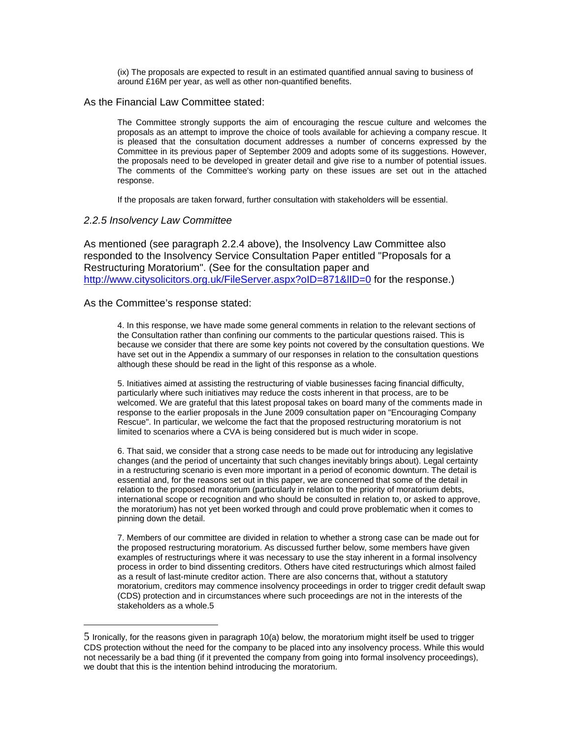(ix) The proposals are expected to result in an estimated quantified annual saving to business of around £16M per year, as well as other non-quantified benefits.

As the Financial Law Committee stated:

> The Committee strongly supports the aim of encouraging the rescue culture and welcomes the proposals as an attempt to improve the choice of tools available for achieving a company rescue. It is pleased that the consultation document addresses a number of concerns expressed by the Committee in its previous paper of September 2009 and adopts some of its suggestions. However, the proposals need to be developed in greater detail and give rise to a number of potential issues. The comments of the Committee's working party on these issues are set out in the attached response.
>
> If the proposals are taken forward, further consultation with stakeholders will be essential.

### *2.2.5 Insolvency Law Committee*

As mentioned (see paragraph 2.2.4 above), the Insolvency Law Committee also responded to the Insolvency Service Consultation Paper entitled "Proposals for a Restructuring Moratorium". (See for the consultation paper and http://www.citysolicitors.org.uk/FileServer.aspx?oID=871&lID=0 for the response.)

As the Committee's response stated:

> 4. In this response, we have made some general comments in relation to the relevant sections of the Consultation rather than confining our comments to the particular questions raised. This is because we consider that there are some key points not covered by the consultation questions. We have set out in the Appendix a summary of our responses in relation to the consultation questions although these should be read in the light of this response as a whole.
>
> 5. Initiatives aimed at assisting the restructuring of viable businesses facing financial difficulty, particularly where such initiatives may reduce the costs inherent in that process, are to be welcomed. We are grateful that this latest proposal takes on board many of the comments made in response to the earlier proposals in the June 2009 consultation paper on "Encouraging Company Rescue". In particular, we welcome the fact that the proposed restructuring moratorium is not limited to scenarios where a CVA is being considered but is much wider in scope.
>
> 6. That said, we consider that a strong case needs to be made out for introducing any legislative changes (and the period of uncertainty that such changes inevitably brings about). Legal certainty in a restructuring scenario is even more important in a period of economic downturn. The detail is essential and, for the reasons set out in this paper, we are concerned that some of the detail in relation to the proposed moratorium (particularly in relation to the priority of moratorium debts, international scope or recognition and who should be consulted in relation to, or asked to approve, the moratorium) has not yet been worked through and could prove problematic when it comes to pinning down the detail.
>
> 7. Members of our committee are divided in relation to whether a strong case can be made out for the proposed restructuring moratorium. As discussed further below, some members have given examples of restructurings where it was necessary to use the stay inherent in a formal insolvency process in order to bind dissenting creditors. Others have cited restructurings which almost failed as a result of last-minute creditor action. There are also concerns that, without a statutory moratorium, creditors may commence insolvency proceedings in order to trigger credit default swap (CDS) protection and in circumstances where such proceedings are not in the interests of the stakeholders as a whole.[5]

---

[5] Ironically, for the reasons given in paragraph 10(a) below, the moratorium might itself be used to trigger CDS protection without the need for the company to be placed into any insolvency process. While this would not necessarily be a bad thing (if it prevented the company from going into formal insolvency proceedings), we doubt that this is the intention behind introducing the moratorium.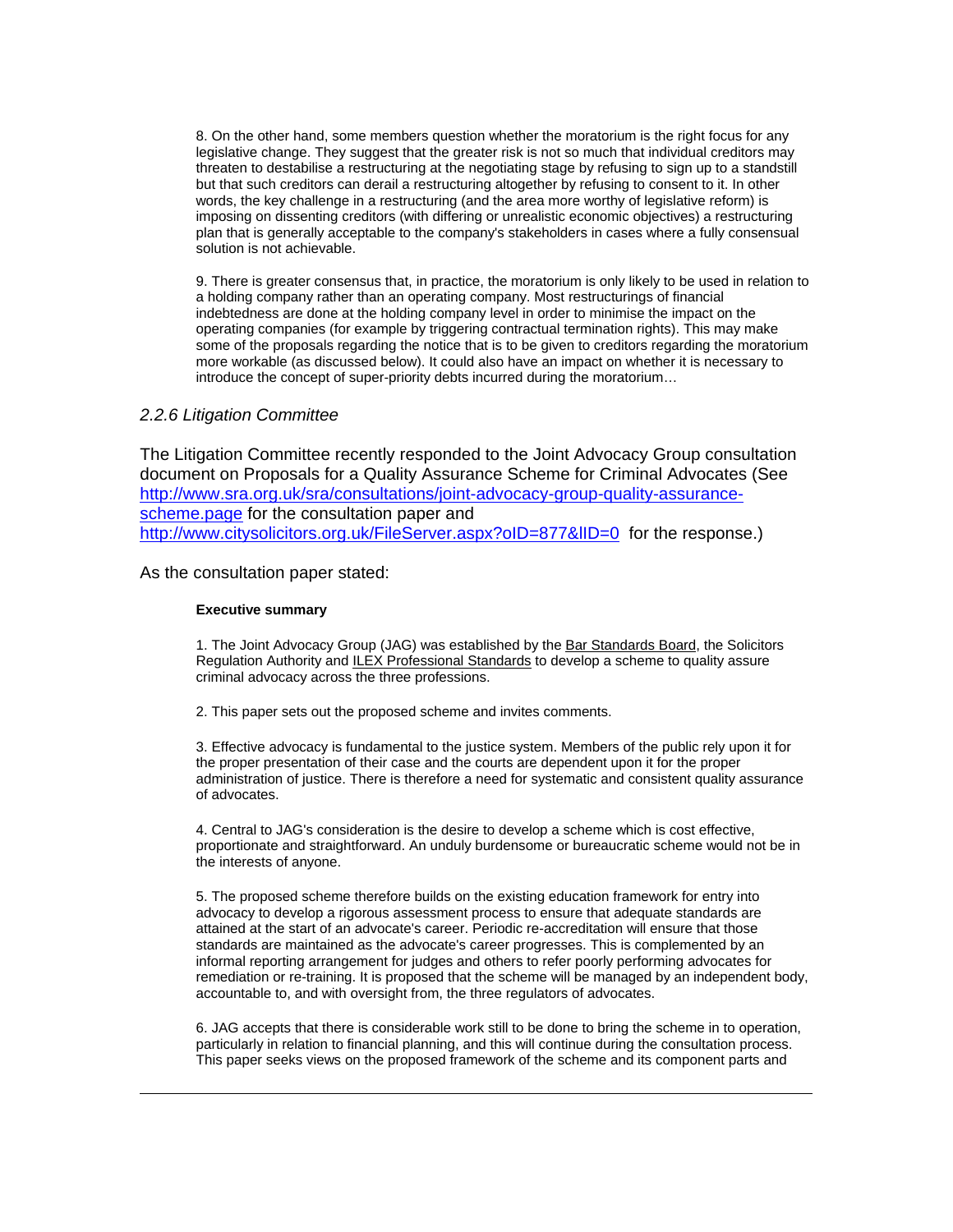8. On the other hand, some members question whether the moratorium is the right focus for any legislative change. They suggest that the greater risk is not so much that individual creditors may threaten to destabilise a restructuring at the negotiating stage by refusing to sign up to a standstill but that such creditors can derail a restructuring altogether by refusing to consent to it. In other words, the key challenge in a restructuring (and the area more worthy of legislative reform) is imposing on dissenting creditors (with differing or unrealistic economic objectives) a restructuring plan that is generally acceptable to the company's stakeholders in cases where a fully consensual solution is not achievable.

9. There is greater consensus that, in practice, the moratorium is only likely to be used in relation to a holding company rather than an operating company. Most restructurings of financial indebtedness are done at the holding company level in order to minimise the impact on the operating companies (for example by triggering contractual termination rights). This may make some of the proposals regarding the notice that is to be given to creditors regarding the moratorium more workable (as discussed below). It could also have an impact on whether it is necessary to introduce the concept of super-priority debts incurred during the moratorium…

### *2.2.6 Litigation Committee*

The Litigation Committee recently responded to the Joint Advocacy Group consultation document on Proposals for a Quality Assurance Scheme for Criminal Advocates (See http://www.sra.org.uk/sra/consultations/joint-advocacy-group-quality-assurance-scheme.page for the consultation paper and http://www.citysolicitors.org.uk/FileServer.aspx?oID=877&lID=0 for the response.)

As the consultation paper stated:

**Executive summary**

1. The Joint Advocacy Group (JAG) was established by the Bar Standards Board, the Solicitors Regulation Authority and ILEX Professional Standards to develop a scheme to quality assure criminal advocacy across the three professions.

2. This paper sets out the proposed scheme and invites comments.

3. Effective advocacy is fundamental to the justice system. Members of the public rely upon it for the proper presentation of their case and the courts are dependent upon it for the proper administration of justice. There is therefore a need for systematic and consistent quality assurance of advocates.

4. Central to JAG's consideration is the desire to develop a scheme which is cost effective, proportionate and straightforward. An unduly burdensome or bureaucratic scheme would not be in the interests of anyone.

5. The proposed scheme therefore builds on the existing education framework for entry into advocacy to develop a rigorous assessment process to ensure that adequate standards are attained at the start of an advocate's career. Periodic re-accreditation will ensure that those standards are maintained as the advocate's career progresses. This is complemented by an informal reporting arrangement for judges and others to refer poorly performing advocates for remediation or re-training. It is proposed that the scheme will be managed by an independent body, accountable to, and with oversight from, the three regulators of advocates.

6. JAG accepts that there is considerable work still to be done to bring the scheme in to operation, particularly in relation to financial planning, and this will continue during the consultation process. This paper seeks views on the proposed framework of the scheme and its component parts and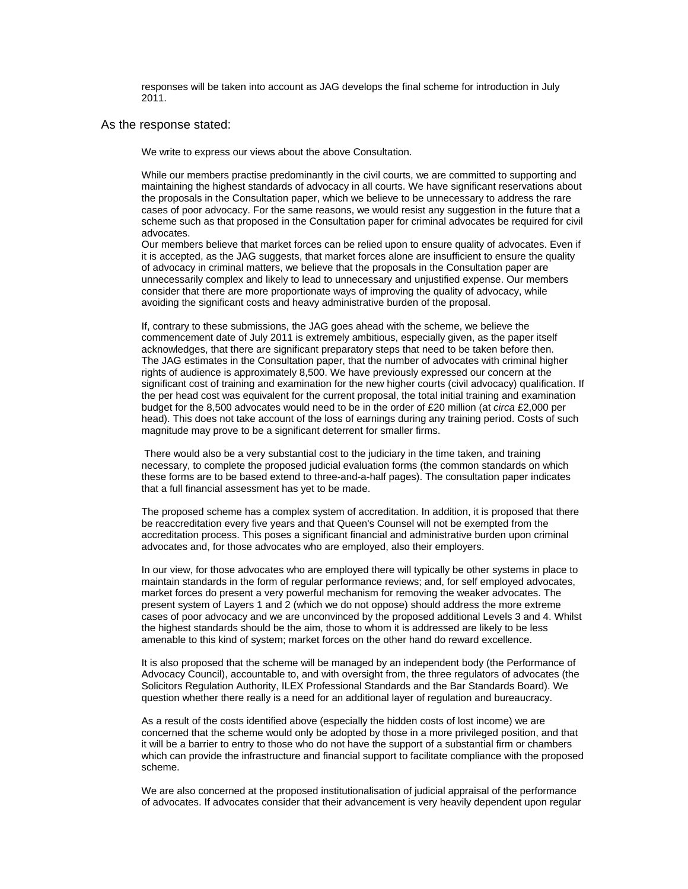responses will be taken into account as JAG develops the final scheme for introduction in July 2011.

As the response stated:

> We write to express our views about the above Consultation.
>
> While our members practise predominantly in the civil courts, we are committed to supporting and maintaining the highest standards of advocacy in all courts. We have significant reservations about the proposals in the Consultation paper, which we believe to be unnecessary to address the rare cases of poor advocacy. For the same reasons, we would resist any suggestion in the future that a scheme such as that proposed in the Consultation paper for criminal advocates be required for civil advocates.
> Our members believe that market forces can be relied upon to ensure quality of advocates. Even if it is accepted, as the JAG suggests, that market forces alone are insufficient to ensure the quality of advocacy in criminal matters, we believe that the proposals in the Consultation paper are unnecessarily complex and likely to lead to unnecessary and unjustified expense. Our members consider that there are more proportionate ways of improving the quality of advocacy, while avoiding the significant costs and heavy administrative burden of the proposal.
>
> If, contrary to these submissions, the JAG goes ahead with the scheme, we believe the commencement date of July 2011 is extremely ambitious, especially given, as the paper itself acknowledges, that there are significant preparatory steps that need to be taken before then.
> The JAG estimates in the Consultation paper, that the number of advocates with criminal higher rights of audience is approximately 8,500. We have previously expressed our concern at the significant cost of training and examination for the new higher courts (civil advocacy) qualification. If the per head cost was equivalent for the current proposal, the total initial training and examination budget for the 8,500 advocates would need to be in the order of £20 million (at *circa* £2,000 per head). This does not take account of the loss of earnings during any training period. Costs of such magnitude may prove to be a significant deterrent for smaller firms.
>
> There would also be a very substantial cost to the judiciary in the time taken, and training necessary, to complete the proposed judicial evaluation forms (the common standards on which these forms are to be based extend to three-and-a-half pages). The consultation paper indicates that a full financial assessment has yet to be made.
>
> The proposed scheme has a complex system of accreditation. In addition, it is proposed that there be reaccreditation every five years and that Queen's Counsel will not be exempted from the accreditation process. This poses a significant financial and administrative burden upon criminal advocates and, for those advocates who are employed, also their employers.
>
> In our view, for those advocates who are employed there will typically be other systems in place to maintain standards in the form of regular performance reviews; and, for self employed advocates, market forces do present a very powerful mechanism for removing the weaker advocates. The present system of Layers 1 and 2 (which we do not oppose) should address the more extreme cases of poor advocacy and we are unconvinced by the proposed additional Levels 3 and 4. Whilst the highest standards should be the aim, those to whom it is addressed are likely to be less amenable to this kind of system; market forces on the other hand do reward excellence.
>
> It is also proposed that the scheme will be managed by an independent body (the Performance of Advocacy Council), accountable to, and with oversight from, the three regulators of advocates (the Solicitors Regulation Authority, ILEX Professional Standards and the Bar Standards Board). We question whether there really is a need for an additional layer of regulation and bureaucracy.
>
> As a result of the costs identified above (especially the hidden costs of lost income) we are concerned that the scheme would only be adopted by those in a more privileged position, and that it will be a barrier to entry to those who do not have the support of a substantial firm or chambers which can provide the infrastructure and financial support to facilitate compliance with the proposed scheme.
>
> We are also concerned at the proposed institutionalisation of judicial appraisal of the performance of advocates. If advocates consider that their advancement is very heavily dependent upon regular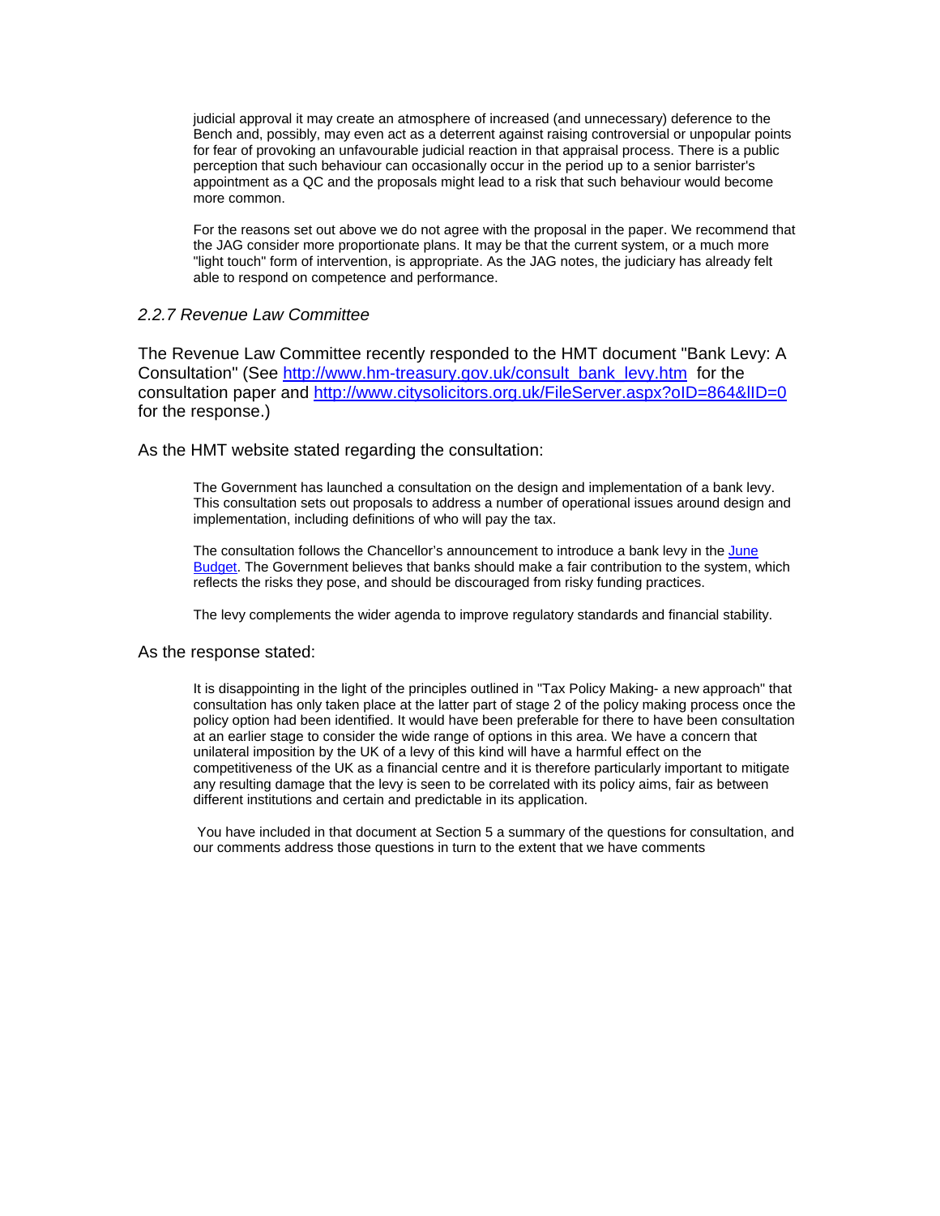judicial approval it may create an atmosphere of increased (and unnecessary) deference to the Bench and, possibly, may even act as a deterrent against raising controversial or unpopular points for fear of provoking an unfavourable judicial reaction in that appraisal process. There is a public perception that such behaviour can occasionally occur in the period up to a senior barrister's appointment as a QC and the proposals might lead to a risk that such behaviour would become more common.

> For the reasons set out above we do not agree with the proposal in the paper. We recommend that the JAG consider more proportionate plans. It may be that the current system, or a much more "light touch" form of intervention, is appropriate. As the JAG notes, the judiciary has already felt able to respond on competence and performance.

### *2.2.7 Revenue Law Committee*

The Revenue Law Committee recently responded to the HMT document "Bank Levy: A Consultation" (See [http://www.hm-treasury.gov.uk/consult_bank_levy.htm](http://www.hm-treasury.gov.uk/consult_bank_levy.htm) for the consultation paper and [http://www.citysolicitors.org.uk/FileServer.aspx?oID=864&lID=0](http://www.citysolicitors.org.uk/FileServer.aspx?oID=864&lID=0) for the response.)

As the HMT website stated regarding the consultation:

> The Government has launched a consultation on the design and implementation of a bank levy. This consultation sets out proposals to address a number of operational issues around design and implementation, including definitions of who will pay the tax.
>
> The consultation follows the Chancellor's announcement to introduce a bank levy in the June Budget. The Government believes that banks should make a fair contribution to the system, which reflects the risks they pose, and should be discouraged from risky funding practices.
>
> The levy complements the wider agenda to improve regulatory standards and financial stability.

As the response stated:

> It is disappointing in the light of the principles outlined in "Tax Policy Making- a new approach" that consultation has only taken place at the latter part of stage 2 of the policy making process once the policy option had been identified. It would have been preferable for there to have been consultation at an earlier stage to consider the wide range of options in this area. We have a concern that unilateral imposition by the UK of a levy of this kind will have a harmful effect on the competitiveness of the UK as a financial centre and it is therefore particularly important to mitigate any resulting damage that the levy is seen to be correlated with its policy aims, fair as between different institutions and certain and predictable in its application.
>
> You have included in that document at Section 5 a summary of the questions for consultation, and our comments address those questions in turn to the extent that we have comments